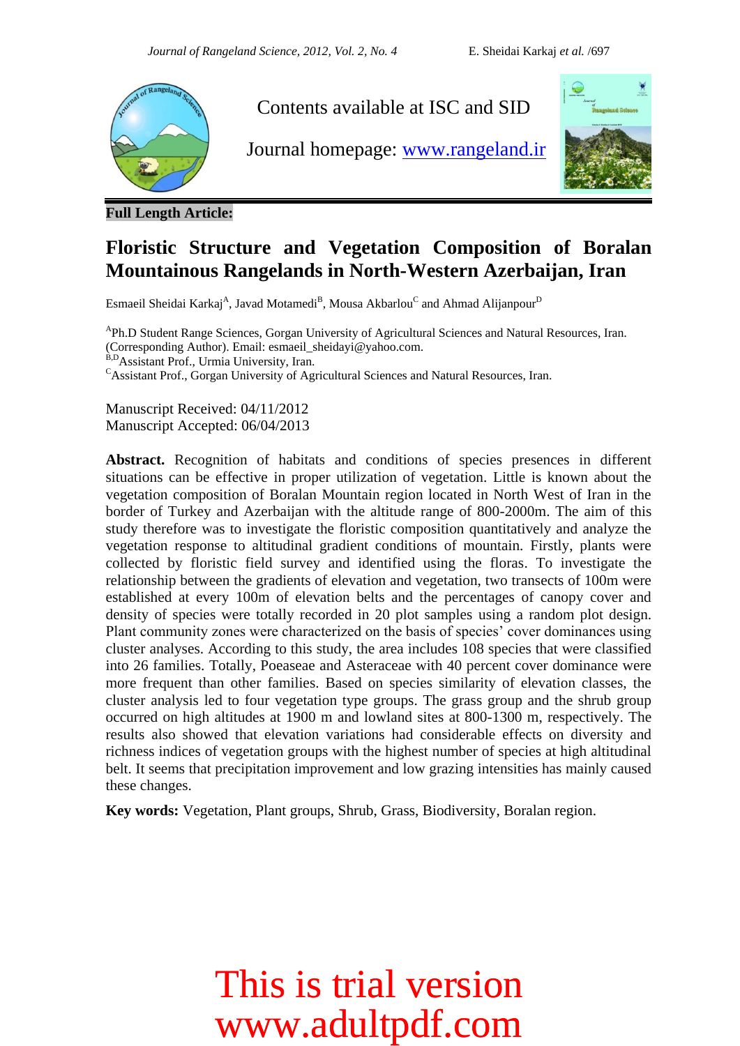Contents available at ISC and SID

Journal homepage: www.rangeland.ir

**Full Length Article:**

# Floristic Structure and Vegetation Composition of Boralan Mountainous Rangelands in North-Western Azerbaijan, Iran

Esmaeil Sheidai Karkaj[A], Javad Motamedi[B], Mousa Akbarlou[C] and Ahmad Alijanpour[D]

[A]Ph.D Student Range Sciences, Gorgan University of Agricultural Sciences and Natural Resources, Iran. (Corresponding Author). Email: esmaeil_sheidayi@yahoo.com.
[B,D]Assistant Prof., Urmia University, Iran.
[C]Assistant Prof., Gorgan University of Agricultural Sciences and Natural Resources, Iran.

Manuscript Received: 04/11/2012
Manuscript Accepted: 06/04/2013

**Abstract.** Recognition of habitats and conditions of species presences in different situations can be effective in proper utilization of vegetation. Little is known about the vegetation composition of Boralan Mountain region located in North West of Iran in the border of Turkey and Azerbaijan with the altitude range of 800-2000m. The aim of this study therefore was to investigate the floristic composition quantitatively and analyze the vegetation response to altitudinal gradient conditions of mountain. Firstly, plants were collected by floristic field survey and identified using the floras. To investigate the relationship between the gradients of elevation and vegetation, two transects of 100m were established at every 100m of elevation belts and the percentages of canopy cover and density of species were totally recorded in 20 plot samples using a random plot design. Plant community zones were characterized on the basis of species' cover dominances using cluster analyses. According to this study, the area includes 108 species that were classified into 26 families. Totally, Poeaseae and Asteraceae with 40 percent cover dominance were more frequent than other families. Based on species similarity of elevation classes, the cluster analysis led to four vegetation type groups. The grass group and the shrub group occurred on high altitudes at 1900 m and lowland sites at 800-1300 m, respectively. The results also showed that elevation variations had considerable effects on diversity and richness indices of vegetation groups with the highest number of species at high altitudinal belt. It seems that precipitation improvement and low grazing intensities has mainly caused these changes.

**Key words:** Vegetation, Plant groups, Shrub, Grass, Biodiversity, Boralan region.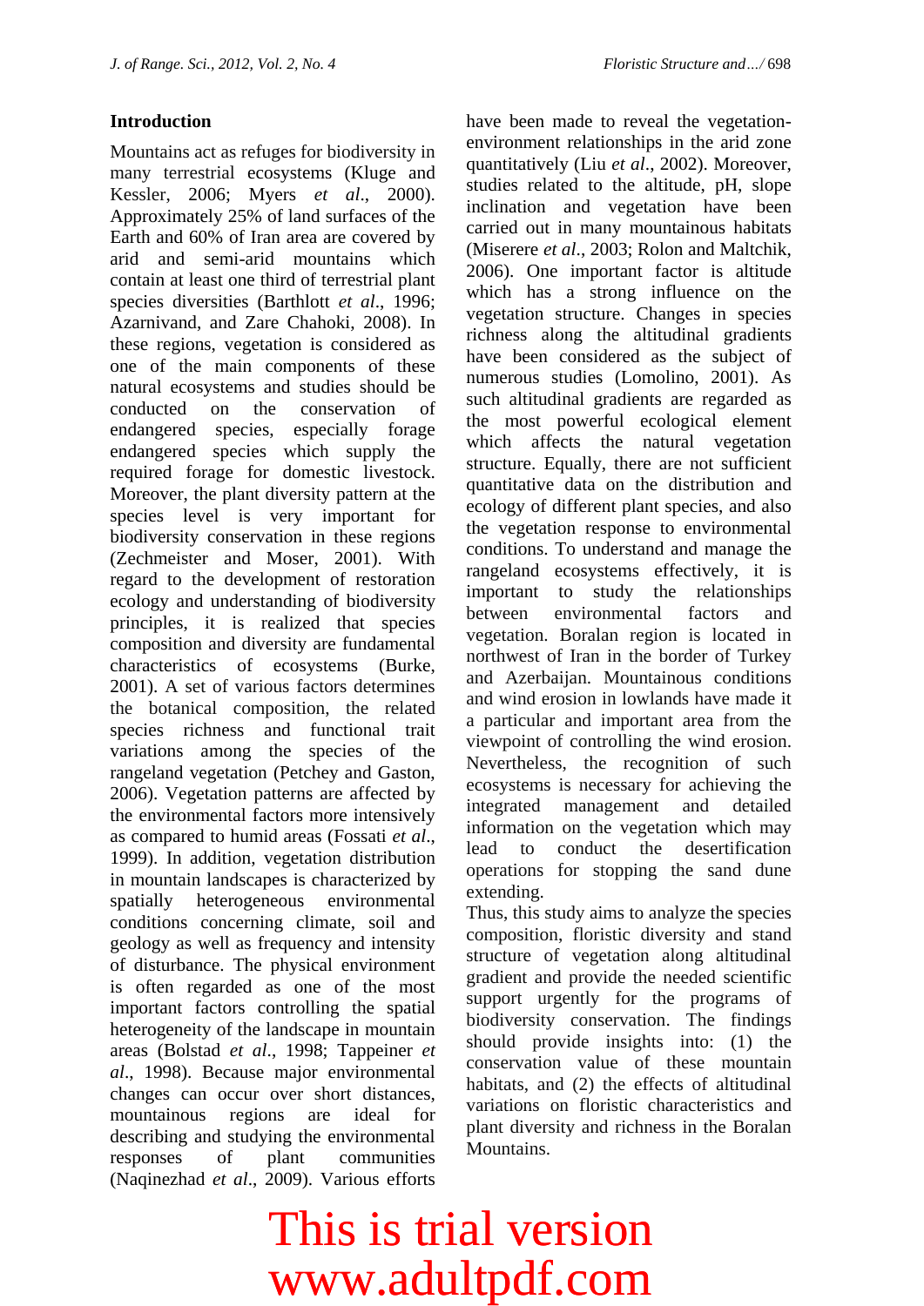## Introduction

Mountains act as refuges for biodiversity in many terrestrial ecosystems (Kluge and Kessler, 2006; Myers *et al*., 2000). Approximately 25% of land surfaces of the Earth and 60% of Iran area are covered by arid and semi-arid mountains which contain at least one third of terrestrial plant species diversities (Barthlott *et al*., 1996; Azarnivand, and Zare Chahoki, 2008). In these regions, vegetation is considered as one of the main components of these natural ecosystems and studies should be conducted on the conservation of endangered species, especially forage endangered species which supply the required forage for domestic livestock. Moreover, the plant diversity pattern at the species level is very important for biodiversity conservation in these regions (Zechmeister and Moser, 2001). With regard to the development of restoration ecology and understanding of biodiversity principles, it is realized that species composition and diversity are fundamental characteristics of ecosystems (Burke, 2001). A set of various factors determines the botanical composition, the related species richness and functional trait variations among the species of the rangeland vegetation (Petchey and Gaston, 2006). Vegetation patterns are affected by the environmental factors more intensively as compared to humid areas (Fossati *et al*., 1999). In addition, vegetation distribution in mountain landscapes is characterized by spatially heterogeneous environmental conditions concerning climate, soil and geology as well as frequency and intensity of disturbance. The physical environment is often regarded as one of the most important factors controlling the spatial heterogeneity of the landscape in mountain areas (Bolstad *et al*., 1998; Tappeiner *et al*., 1998). Because major environmental changes can occur over short distances, mountainous regions are ideal for describing and studying the environmental responses of plant communities (Naqinezhad *et al*., 2009). Various efforts have been made to reveal the vegetation-environment relationships in the arid zone quantitatively (Liu *et al*., 2002). Moreover, studies related to the altitude, pH, slope inclination and vegetation have been carried out in many mountainous habitats (Miserere *et al*., 2003; Rolon and Maltchik, 2006). One important factor is altitude which has a strong influence on the vegetation structure. Changes in species richness along the altitudinal gradients have been considered as the subject of numerous studies (Lomolino, 2001). As such altitudinal gradients are regarded as the most powerful ecological element which affects the natural vegetation structure. Equally, there are not sufficient quantitative data on the distribution and ecology of different plant species, and also the vegetation response to environmental conditions. To understand and manage the rangeland ecosystems effectively, it is important to study the relationships between environmental factors and vegetation. Boralan region is located in northwest of Iran in the border of Turkey and Azerbaijan. Mountainous conditions and wind erosion in lowlands have made it a particular and important area from the viewpoint of controlling the wind erosion. Nevertheless, the recognition of such ecosystems is necessary for achieving the integrated management and detailed information on the vegetation which may lead to conduct the desertification operations for stopping the sand dune extending.

Thus, this study aims to analyze the species composition, floristic diversity and stand structure of vegetation along altitudinal gradient and provide the needed scientific support urgently for the programs of biodiversity conservation. The findings should provide insights into: (1) the conservation value of these mountain habitats, and (2) the effects of altitudinal variations on floristic characteristics and plant diversity and richness in the Boralan Mountains.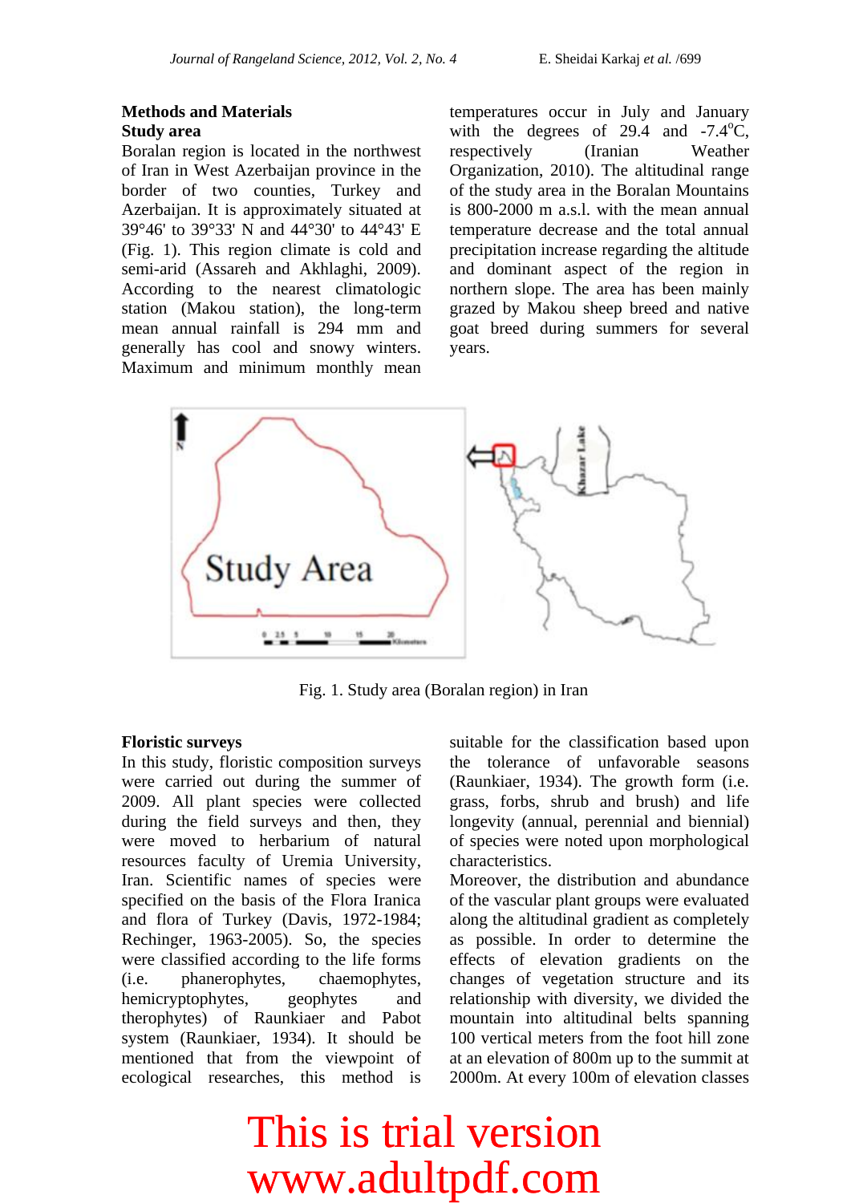## Methods and Materials

### Study area

Boralan region is located in the northwest of Iran in West Azerbaijan province in the border of two counties, Turkey and Azerbaijan. It is approximately situated at 39°46' to 39°33' N and 44°30' to 44°43' E (Fig. 1). This region climate is cold and semi-arid (Assareh and Akhlaghi, 2009). According to the nearest climatologic station (Makou station), the long-term mean annual rainfall is 294 mm and generally has cool and snowy winters. Maximum and minimum monthly mean temperatures occur in July and January with the degrees of 29.4 and -7.4°C, respectively (Iranian Weather Organization, 2010). The altitudinal range of the study area in the Boralan Mountains is 800-2000 m a.s.l. with the mean annual temperature decrease and the total annual precipitation increase regarding the altitude and dominant aspect of the region in northern slope. The area has been mainly grazed by Makou sheep breed and native goat breed during summers for several years.

Fig. 1. Study area (Boralan region) in Iran

### Floristic surveys

In this study, floristic composition surveys were carried out during the summer of 2009. All plant species were collected during the field surveys and then, they were moved to herbarium of natural resources faculty of Uremia University, Iran. Scientific names of species were specified on the basis of the Flora Iranica and flora of Turkey (Davis, 1972-1984; Rechinger, 1963-2005). So, the species were classified according to the life forms (i.e. phanerophytes, chaemophytes, hemicryptophytes, geophytes and therophytes) of Raunkiaer and Pabot system (Raunkiaer, 1934). It should be mentioned that from the viewpoint of ecological researches, this method is suitable for the classification based upon the tolerance of unfavorable seasons (Raunkiaer, 1934). The growth form (i.e. grass, forbs, shrub and brush) and life longevity (annual, perennial and biennial) of species were noted upon morphological characteristics.

Moreover, the distribution and abundance of the vascular plant groups were evaluated along the altitudinal gradient as completely as possible. In order to determine the effects of elevation gradients on the changes of vegetation structure and its relationship with diversity, we divided the mountain into altitudinal belts spanning 100 vertical meters from the foot hill zone at an elevation of 800m up to the summit at 2000m. At every 100m of elevation classes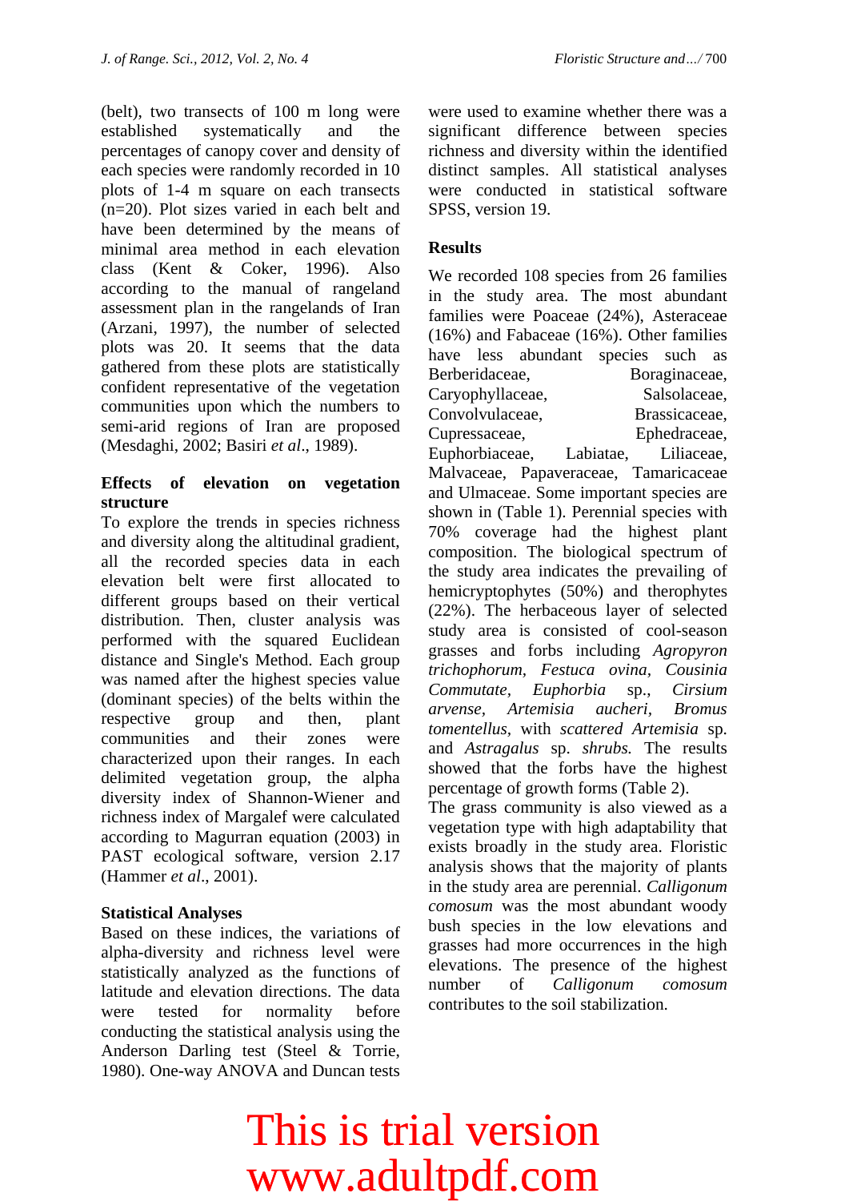(belt), two transects of 100 m long were established systematically and the percentages of canopy cover and density of each species were randomly recorded in 10 plots of 1-4 m square on each transects (n=20). Plot sizes varied in each belt and have been determined by the means of minimal area method in each elevation class (Kent & Coker, 1996). Also according to the manual of rangeland assessment plan in the rangelands of Iran (Arzani, 1997), the number of selected plots was 20. It seems that the data gathered from these plots are statistically confident representative of the vegetation communities upon which the numbers to semi-arid regions of Iran are proposed (Mesdaghi, 2002; Basiri *et al*., 1989).

**Effects of elevation on vegetation structure**

To explore the trends in species richness and diversity along the altitudinal gradient, all the recorded species data in each elevation belt were first allocated to different groups based on their vertical distribution. Then, cluster analysis was performed with the squared Euclidean distance and Single's Method. Each group was named after the highest species value (dominant species) of the belts within the respective group and then, plant communities and their zones were characterized upon their ranges. In each delimited vegetation group, the alpha diversity index of Shannon-Wiener and richness index of Margalef were calculated according to Magurran equation (2003) in PAST ecological software, version 2.17 (Hammer *et al*., 2001).

**Statistical Analyses**

Based on these indices, the variations of alpha-diversity and richness level were statistically analyzed as the functions of latitude and elevation directions. The data were tested for normality before conducting the statistical analysis using the Anderson Darling test (Steel & Torrie, 1980). One-way ANOVA and Duncan tests were used to examine whether there was a significant difference between species richness and diversity within the identified distinct samples. All statistical analyses were conducted in statistical software SPSS, version 19.

## Results

We recorded 108 species from 26 families in the study area. The most abundant families were Poaceae (24%), Asteraceae (16%) and Fabaceae (16%). Other families have less abundant species such as Berberidaceae, Boraginaceae, Caryophyllaceae, Salsolaceae, Convolvulaceae, Brassicaceae, Cupressaceae, Ephedraceae, Euphorbiaceae, Labiatae, Liliaceae, Malvaceae, Papaveraceae, Tamaricaceae and Ulmaceae. Some important species are shown in (Table 1). Perennial species with 70% coverage had the highest plant composition. The biological spectrum of the study area indicates the prevailing of hemicryptophytes (50%) and therophytes (22%). The herbaceous layer of selected study area is consisted of cool-season grasses and forbs including *Agropyron trichophorum*, *Festuca ovina*, *Cousinia Commutate*, *Euphorbia* sp., *Cirsium arvense*, *Artemisia aucheri*, *Bromus tomentellus*, with *scattered Artemisia* sp. and *Astragalus* sp. *shrubs.* The results showed that the forbs have the highest percentage of growth forms (Table 2).

The grass community is also viewed as a vegetation type with high adaptability that exists broadly in the study area. Floristic analysis shows that the majority of plants in the study area are perennial. *Calligonum comosum* was the most abundant woody bush species in the low elevations and grasses had more occurrences in the high elevations. The presence of the highest number of *Calligonum comosum* contributes to the soil stabilization.

This is trial version
www.adultpdf.com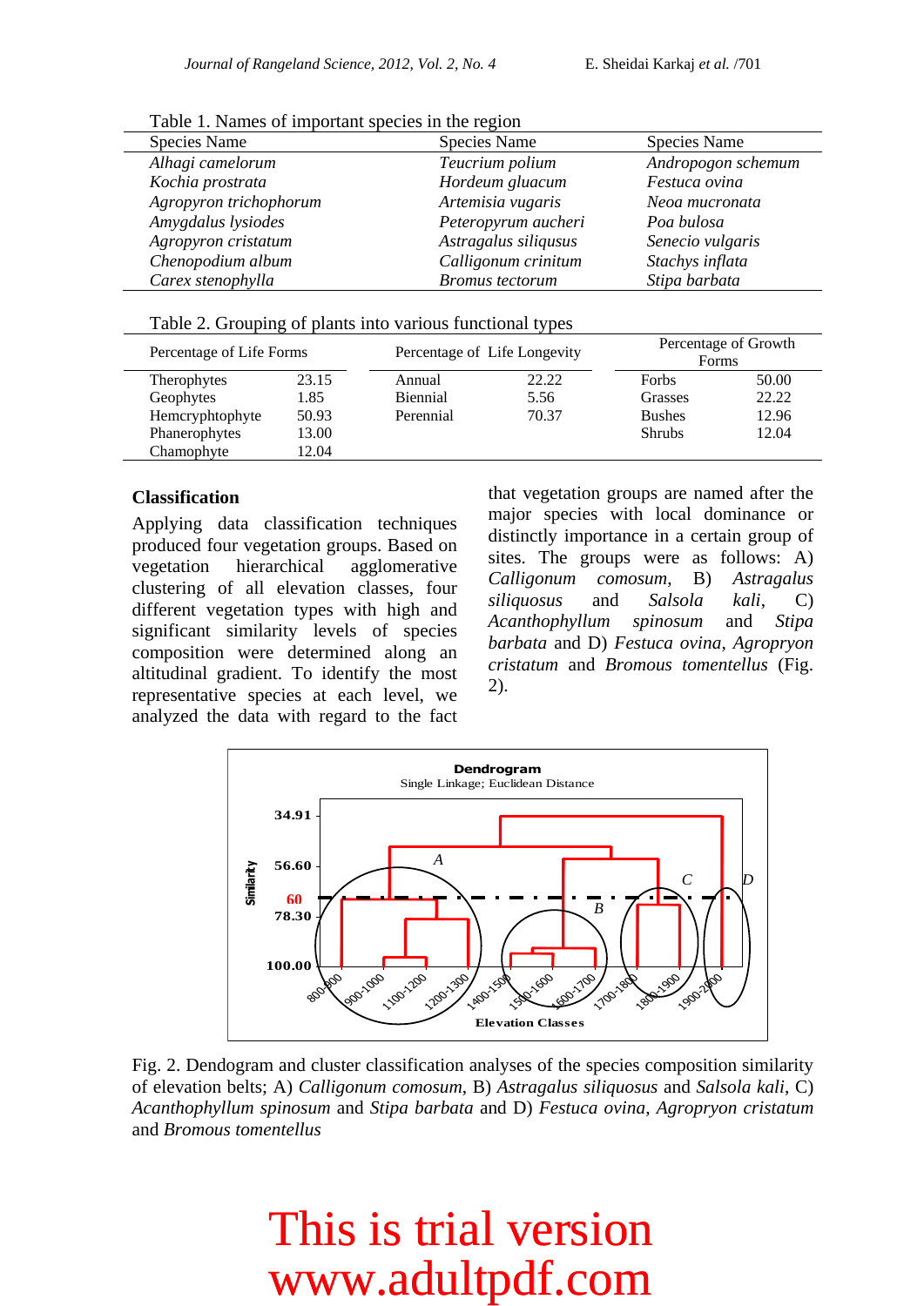Table 1. Names of important species in the region

| Species Name | Species Name | Species Name |
|---|---|---|
| *Alhagi camelorum* | *Teucrium polium* | *Andropogon schemum* |
| *Kochia prostrata* | *Hordeum gluacum* | *Festuca ovina* |
| *Agropyron trichophorum* | *Artemisia vugaris* | *Neoa mucronata* |
| *Amygdalus lysiodes* | *Peteropyrum aucheri* | *Poa bulosa* |
| *Agropyron cristatum* | *Astragalus siliqusus* | *Senecio vulgaris* |
| *Chenopodium album* | *Calligonum crinitum* | *Stachys inflata* |
| *Carex stenophylla* | *Bromus tectorum* | *Stipa barbata* |

Table 2. Grouping of plants into various functional types

| Percentage of Life Forms | | Percentage of Life Longevity | | Percentage of Growth Forms | |
|---|---|---|---|---|---|
| Therophytes | 23.15 | Annual | 22.22 | Forbs | 50.00 |
| Geophytes | 1.85 | Biennial | 5.56 | Grasses | 22.22 |
| Hemcryphtophyte | 50.93 | Perennial | 70.37 | Bushes | 12.96 |
| Phanerophytes | 13.00 | | | Shrubs | 12.04 |
| Chamophyte | 12.04 | | | | |

### Classification

Applying data classification techniques produced four vegetation groups. Based on vegetation hierarchical agglomerative clustering of all elevation classes, four different vegetation types with high and significant similarity levels of species composition were determined along an altitudinal gradient. To identify the most representative species at each level, we analyzed the data with regard to the fact that vegetation groups are named after the major species with local dominance or distinctly importance in a certain group of sites. The groups were as follows: A) *Calligonum comosum*, B) *Astragalus siliqusus* and *Salsola kali*, C) *Acanthophyllum spinosum* and *Stipa barbata* and D) *Festuca ovina*, *Agropryon cristatum* and *Bromous tomentellus* (Fig. 2).

Fig. 2. Dendogram and cluster classification analyses of the species composition similarity of elevation belts; A) *Calligonum comosum*, B) *Astragalus siliquosus* and *Salsola kali*, C) *Acanthophyllum spinosum* and *Stipa barbata* and D) *Festuca ovina*, *Agropryon cristatum* and *Bromous tomentellus*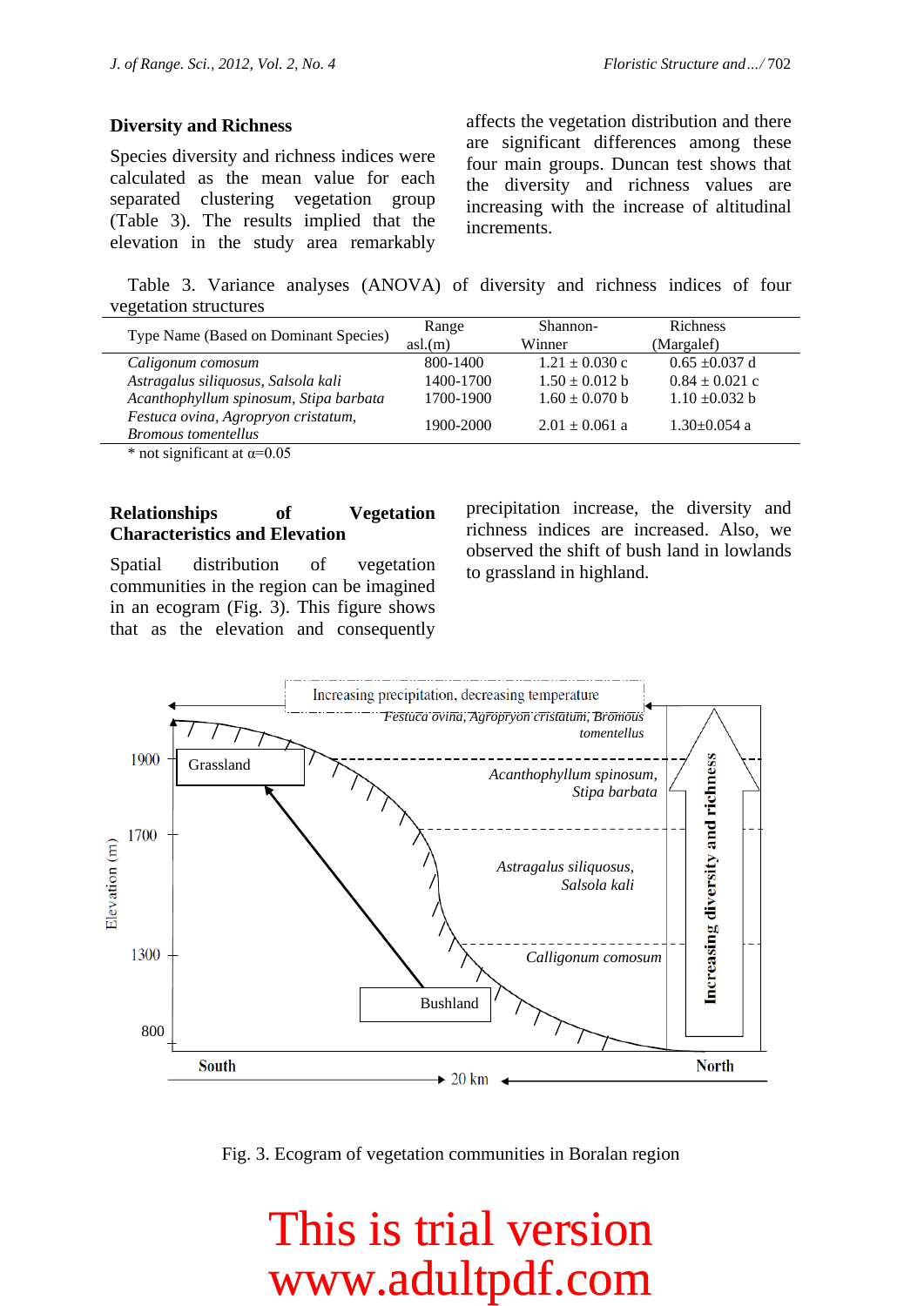## Diversity and Richness

Species diversity and richness indices were calculated as the mean value for each separated clustering vegetation group (Table 3). The results implied that the elevation in the study area remarkably affects the vegetation distribution and there are significant differences among these four main groups. Duncan test shows that the diversity and richness values are increasing with the increase of altitudinal increments.

Table 3. Variance analyses (ANOVA) of diversity and richness indices of four vegetation structures

| Type Name (Based on Dominant Species) | Range asl.(m) | Shannon-Winner | Richness (Margalef) |
|---|---|---|---|
| *Caligonum comosum* | 800-1400 | 1.21 ± 0.030 c | 0.65 ±0.037 d |
| *Astragalus siliquosus, Salsola kali* | 1400-1700 | 1.50 ± 0.012 b | 0.84 ± 0.021 c |
| *Acanthophyllum spinosum, Stipa barbata* | 1700-1900 | 1.60 ± 0.070 b | 1.10 ±0.032 b |
| *Festuca ovina, Agropryon cristatum, Bromous tomentellus* | 1900-2000 | 2.01 ± 0.061 a | 1.30±0.054 a |

* not significant at α=0.05

## Relationships of Vegetation Characteristics and Elevation

Spatial distribution of vegetation communities in the region can be imagined in an ecogram (Fig. 3). This figure shows that as the elevation and consequently precipitation increase, the diversity and richness indices are increased. Also, we observed the shift of bush land in lowlands to grassland in highland.

Fig. 3. Ecogram of vegetation communities in Boralan region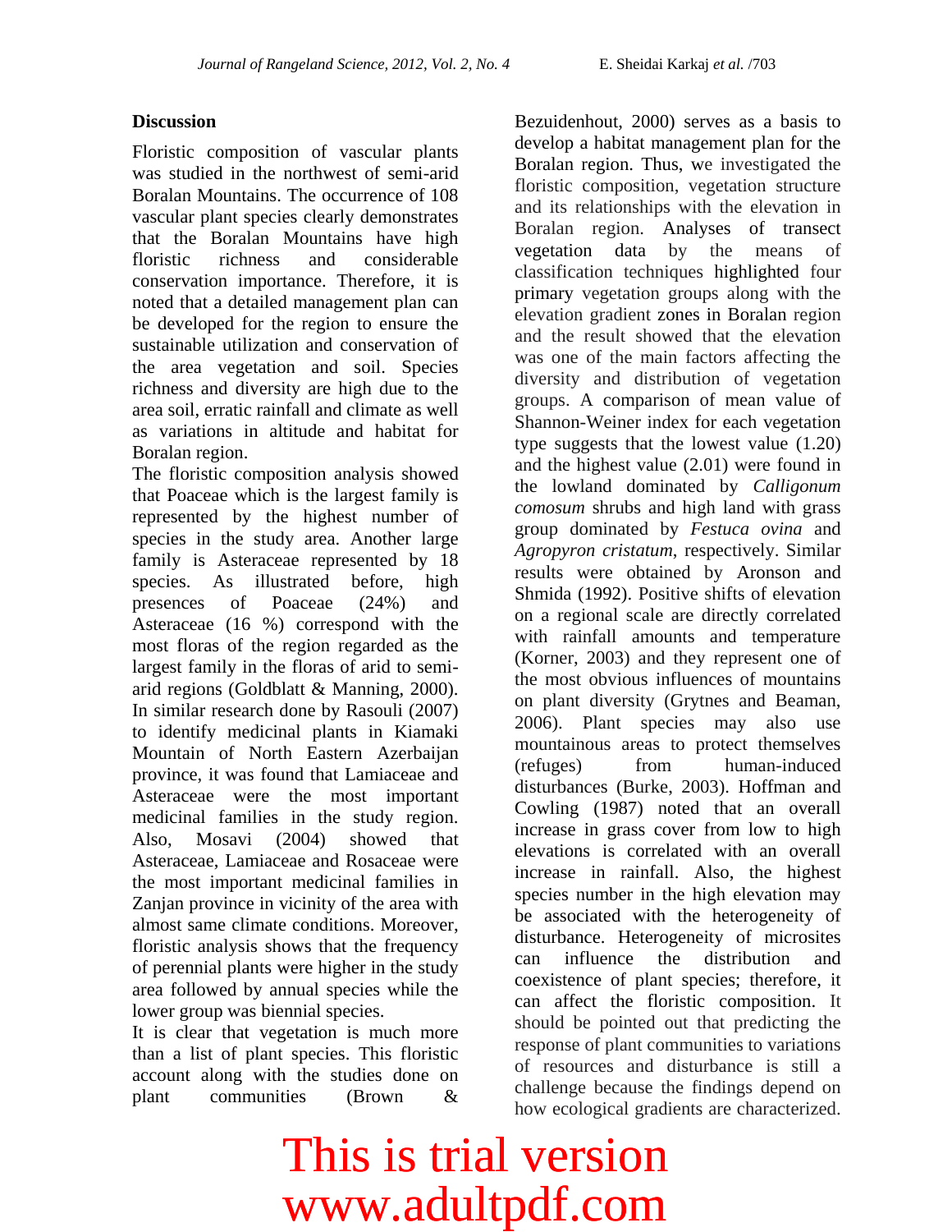## Discussion

Floristic composition of vascular plants was studied in the northwest of semi-arid Boralan Mountains. The occurrence of 108 vascular plant species clearly demonstrates that the Boralan Mountains have high floristic richness and considerable conservation importance. Therefore, it is noted that a detailed management plan can be developed for the region to ensure the sustainable utilization and conservation of the area vegetation and soil. Species richness and diversity are high due to the area soil, erratic rainfall and climate as well as variations in altitude and habitat for Boralan region.

The floristic composition analysis showed that Poaceae which is the largest family is represented by the highest number of species in the study area. Another large family is Asteraceae represented by 18 species. As illustrated before, high presences of Poaceae (24%) and Asteraceae (16 %) correspond with the most floras of the region regarded as the largest family in the floras of arid to semi-arid regions (Goldblatt & Manning, 2000). In similar research done by Rasouli (2007) to identify medicinal plants in Kiamaki Mountain of North Eastern Azerbaijan province, it was found that Lamiaceae and Asteraceae were the most important medicinal families in the study region. Also, Mosavi (2004) showed that Asteraceae, Lamiaceae and Rosaceae were the most important medicinal families in Zanjan province in vicinity of the area with almost same climate conditions. Moreover, floristic analysis shows that the frequency of perennial plants were higher in the study area followed by annual species while the lower group was biennial species.

It is clear that vegetation is much more than a list of plant species. This floristic account along with the studies done on plant communities (Brown & Bezuidenhout, 2000) serves as a basis to develop a habitat management plan for the Boralan region. Thus, we investigated the floristic composition, vegetation structure and its relationships with the elevation in Boralan region. Analyses of transect vegetation data by the means of classification techniques highlighted four primary vegetation groups along with the elevation gradient zones in Boralan region and the result showed that the elevation was one of the main factors affecting the diversity and distribution of vegetation groups. A comparison of mean value of Shannon-Weiner index for each vegetation type suggests that the lowest value (1.20) and the highest value (2.01) were found in the lowland dominated by *Calligonum comosum* shrubs and high land with grass group dominated by *Festuca ovina* and *Agropyron cristatum*, respectively. Similar results were obtained by Aronson and Shmida (1992). Positive shifts of elevation on a regional scale are directly correlated with rainfall amounts and temperature (Korner, 2003) and they represent one of the most obvious influences of mountains on plant diversity (Grytnes and Beaman, 2006). Plant species may also use mountainous areas to protect themselves (refuges) from human-induced disturbances (Burke, 2003). Hoffman and Cowling (1987) noted that an overall increase in grass cover from low to high elevations is correlated with an overall increase in rainfall. Also, the highest species number in the high elevation may be associated with the heterogeneity of disturbance. Heterogeneity of microsites can influence the distribution and coexistence of plant species; therefore, it can affect the floristic composition. It should be pointed out that predicting the response of plant communities to variations of resources and disturbance is still a challenge because the findings depend on how ecological gradients are characterized.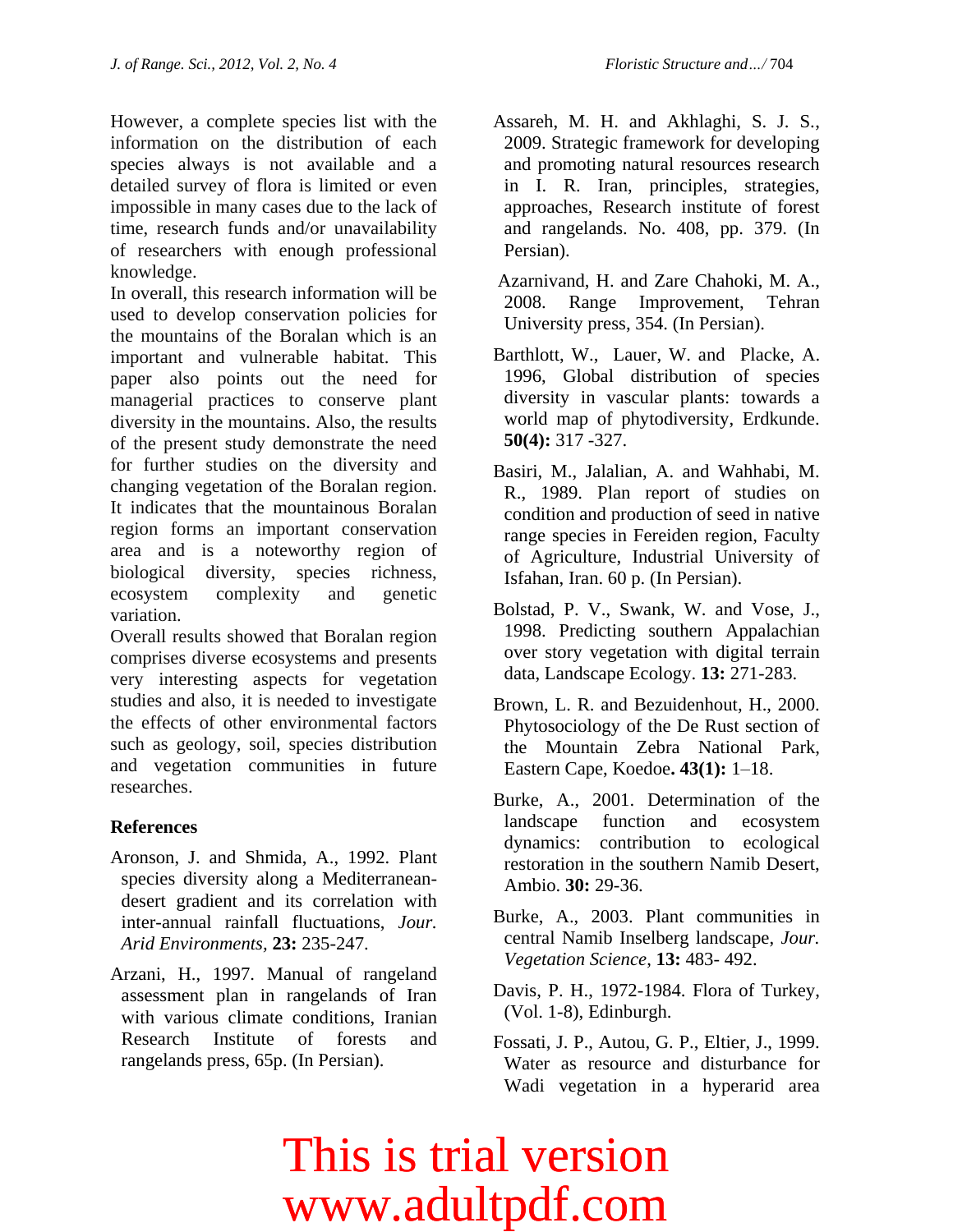However, a complete species list with the information on the distribution of each species always is not available and a detailed survey of flora is limited or even impossible in many cases due to the lack of time, research funds and/or unavailability of researchers with enough professional knowledge.

In overall, this research information will be used to develop conservation policies for the mountains of the Boralan which is an important and vulnerable habitat. This paper also points out the need for managerial practices to conserve plant diversity in the mountains. Also, the results of the present study demonstrate the need for further studies on the diversity and changing vegetation of the Boralan region. It indicates that the mountainous Boralan region forms an important conservation area and is a noteworthy region of biological diversity, species richness, ecosystem complexity and genetic variation.

Overall results showed that Boralan region comprises diverse ecosystems and presents very interesting aspects for vegetation studies and also, it is needed to investigate the effects of other environmental factors such as geology, soil, species distribution and vegetation communities in future researches.

## References

Aronson, J. and Shmida, A., 1992. Plant species diversity along a Mediterranean-desert gradient and its correlation with inter-annual rainfall fluctuations, *Jour. Arid Environments*, **23:** 235-247.

Arzani, H., 1997. Manual of rangeland assessment plan in rangelands of Iran with various climate conditions, Iranian Research Institute of forests and rangelands press, 65p. (In Persian).

Assareh, M. H. and Akhlaghi, S. J. S., 2009. Strategic framework for developing and promoting natural resources research in I. R. Iran, principles, strategies, approaches, Research institute of forest and rangelands. No. 408, pp. 379. (In Persian).

Azarnivand, H. and Zare Chahoki, M. A., 2008. Range Improvement, Tehran University press, 354. (In Persian).

Barthlott, W., Lauer, W. and Placke, A. 1996, Global distribution of species diversity in vascular plants: towards a world map of phytodiversity, Erdkunde. **50(4):** 317 -327.

Basiri, M., Jalalian, A. and Wahhabi, M. R., 1989. Plan report of studies on condition and production of seed in native range species in Fereiden region, Faculty of Agriculture, Industrial University of Isfahan, Iran. 60 p. (In Persian).

Bolstad, P. V., Swank, W. and Vose, J., 1998. Predicting southern Appalachian over story vegetation with digital terrain data, Landscape Ecology. **13:** 271-283.

Brown, L. R. and Bezuidenhout, H., 2000. Phytosociology of the De Rust section of the Mountain Zebra National Park, Eastern Cape, Koedoe**. 43(1):** 1–18.

Burke, A., 2001. Determination of the landscape function and ecosystem dynamics: contribution to ecological restoration in the southern Namib Desert, Ambio. **30:** 29-36.

Burke, A., 2003. Plant communities in central Namib Inselberg landscape, *Jour. Vegetation Science*, **13:** 483- 492.

Davis, P. H., 1972-1984. Flora of Turkey, (Vol. 1-8), Edinburgh.

Fossati, J. P., Autou, G. P., Eltier, J., 1999. Water as resource and disturbance for Wadi vegetation in a hyperarid area

This is trial version
www.adultpdf.com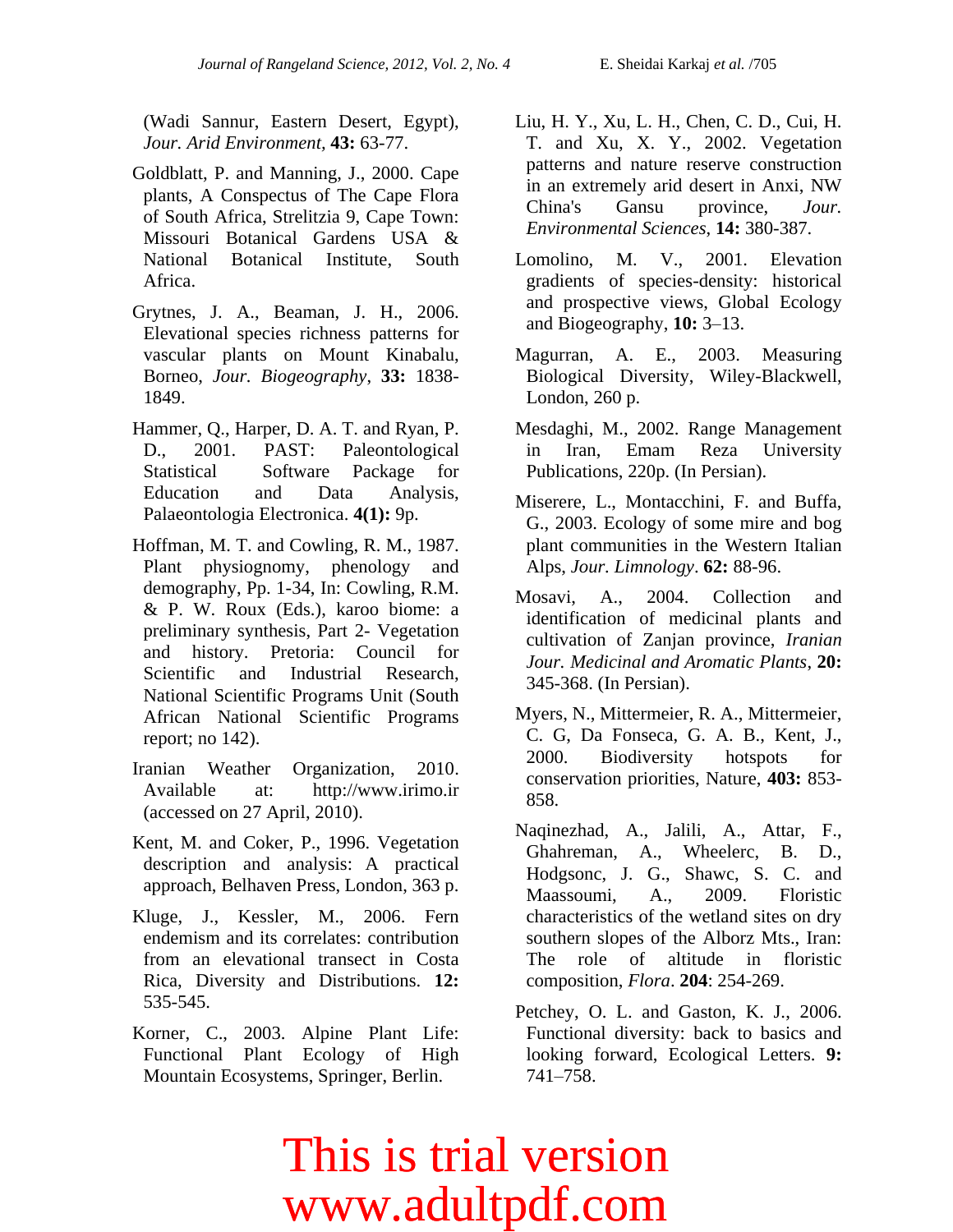(Wadi Sannur, Eastern Desert, Egypt), *Jour. Arid Environment*, **43:** 63-77.

Goldblatt, P. and Manning, J., 2000. Cape plants, A Conspectus of The Cape Flora of South Africa, Strelitzia 9, Cape Town: Missouri Botanical Gardens USA & National Botanical Institute, South Africa.

Grytnes, J. A., Beaman, J. H., 2006. Elevational species richness patterns for vascular plants on Mount Kinabalu, Borneo, *Jour. Biogeography*, **33:** 1838-1849.

Hammer, Q., Harper, D. A. T. and Ryan, P. D., 2001. PAST: Paleontological Statistical Software Package for Education and Data Analysis, Palaeontologia Electronica. **4(1):** 9p.

Hoffman, M. T. and Cowling, R. M., 1987. Plant physiognomy, phenology and demography, Pp. 1-34, In: Cowling, R.M. & P. W. Roux (Eds.), karoo biome: a preliminary synthesis, Part 2- Vegetation and history. Pretoria: Council for Scientific and Industrial Research, National Scientific Programs Unit (South African National Scientific Programs report; no 142).

Iranian Weather Organization, 2010. Available at: http://www.irimo.ir (accessed on 27 April, 2010).

Kent, M. and Coker, P., 1996. Vegetation description and analysis: A practical approach, Belhaven Press, London, 363 p.

Kluge, J., Kessler, M., 2006. Fern endemism and its correlates: contribution from an elevational transect in Costa Rica, Diversity and Distributions. **12:** 535-545.

Korner, C., 2003. Alpine Plant Life: Functional Plant Ecology of High Mountain Ecosystems, Springer, Berlin.

Liu, H. Y., Xu, L. H., Chen, C. D., Cui, H. T. and Xu, X. Y., 2002. Vegetation patterns and nature reserve construction in an extremely arid desert in Anxi, NW China's Gansu province, *Jour. Environmental Sciences*, **14:** 380-387.

Lomolino, M. V., 2001. Elevation gradients of species-density: historical and prospective views, Global Ecology and Biogeography, **10:** 3–13.

Magurran, A. E., 2003. Measuring Biological Diversity, Wiley-Blackwell, London, 260 p.

Mesdaghi, M., 2002. Range Management in Iran, Emam Reza University Publications, 220p. (In Persian).

Miserere, L., Montacchini, F. and Buffa, G., 2003. Ecology of some mire and bog plant communities in the Western Italian Alps, *Jour. Limnology*. **62:** 88-96.

Mosavi, A., 2004. Collection and identification of medicinal plants and cultivation of Zanjan province, *Iranian Jour. Medicinal and Aromatic Plants*, **20:** 345-368. (In Persian).

Myers, N., Mittermeier, R. A., Mittermeier, C. G, Da Fonseca, G. A. B., Kent, J., 2000. Biodiversity hotspots for conservation priorities, Nature, **403:** 853-858.

Naqinezhad, A., Jalili, A., Attar, F., Ghahreman, A., Wheelerc, B. D., Hodgsonc, J. G., Shawc, S. C. and Maassoumi, A., 2009. Floristic characteristics of the wetland sites on dry southern slopes of the Alborz Mts., Iran: The role of altitude in floristic composition, *Flora*. **204**: 254-269.

Petchey, O. L. and Gaston, K. J., 2006. Functional diversity: back to basics and looking forward, Ecological Letters. **9:** 741–758.

This is trial version
www.adultpdf.com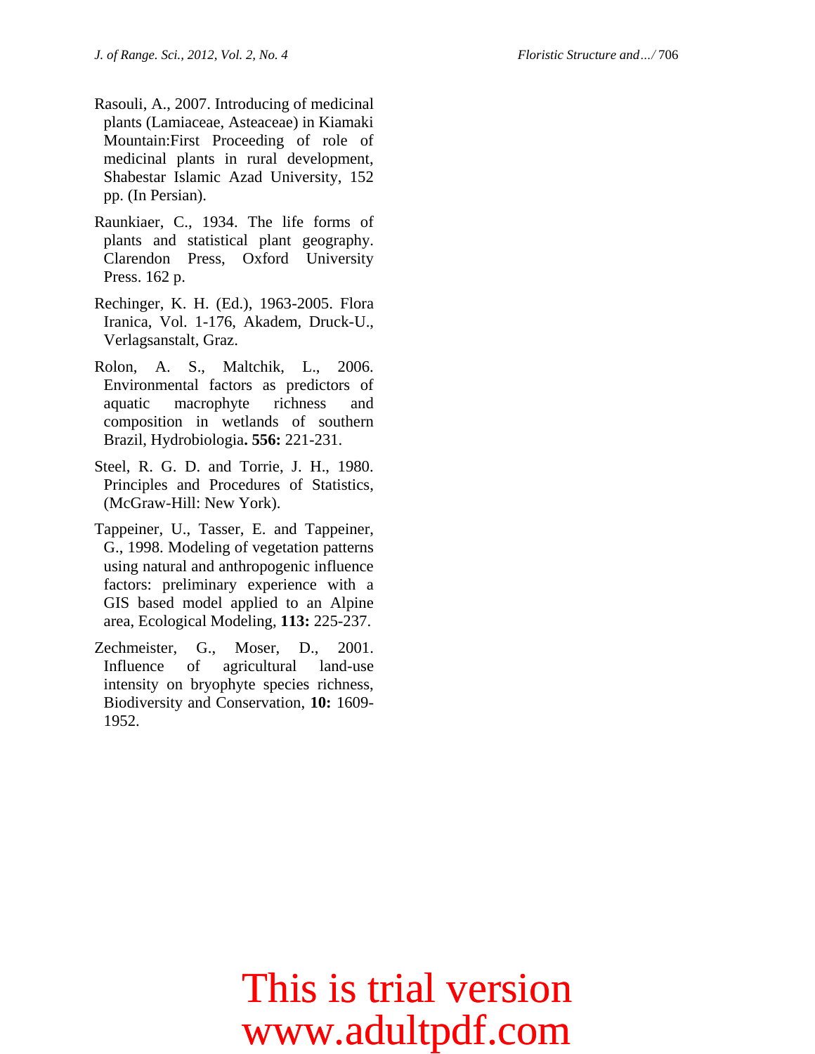Rasouli, A., 2007. Introducing of medicinal plants (Lamiaceae, Asteaceae) in Kiamaki Mountain:First Proceeding of role of medicinal plants in rural development, Shabestar Islamic Azad University, 152 pp. (In Persian).

Raunkiaer, C., 1934. The life forms of plants and statistical plant geography. Clarendon Press, Oxford University Press. 162 p.

Rechinger, K. H. (Ed.), 1963-2005. Flora Iranica, Vol. 1-176, Akadem, Druck-U., Verlagsanstalt, Graz.

Rolon, A. S., Maltchik, L., 2006. Environmental factors as predictors of aquatic macrophyte richness and composition in wetlands of southern Brazil, Hydrobiologia**. 556:** 221-231.

Steel, R. G. D. and Torrie, J. H., 1980. Principles and Procedures of Statistics, (McGraw-Hill: New York).

Tappeiner, U., Tasser, E. and Tappeiner, G., 1998. Modeling of vegetation patterns using natural and anthropogenic influence factors: preliminary experience with a GIS based model applied to an Alpine area, Ecological Modeling, **113:** 225-237.

Zechmeister, G., Moser, D., 2001. Influence of agricultural land-use intensity on bryophyte species richness, Biodiversity and Conservation, **10:** 1609-1952.

This is trial version
www.adultpdf.com